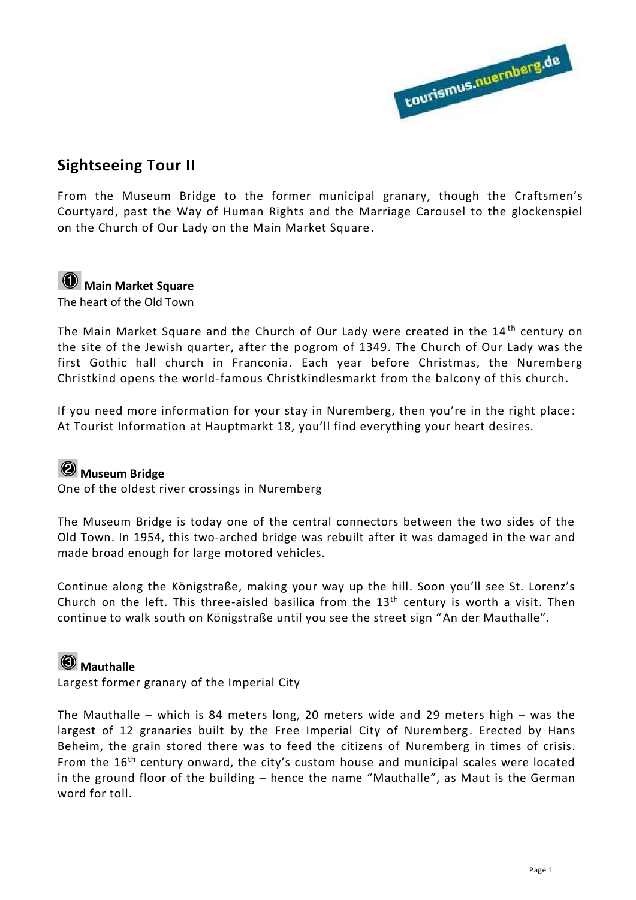# Sightseeing Tour II

From the Museum Bridge to the former municipal granary, though the Craftsmen's Courtyard, past the Way of Human Rights and the Marriage Carousel to the glockenspiel on the Church of Our Lady on the Main Market Square.

## ① Main Market Square

The heart of the Old Town

The Main Market Square and the Church of Our Lady were created in the 14th century on the site of the Jewish quarter, after the pogrom of 1349. The Church of Our Lady was the first Gothic hall church in Franconia. Each year before Christmas, the Nuremberg Christkind opens the world-famous Christkindlesmarkt from the balcony of this church.

If you need more information for your stay in Nuremberg, then you're in the right place: At Tourist Information at Hauptmarkt 18, you'll find everything your heart desires.

## ② Museum Bridge

One of the oldest river crossings in Nuremberg

The Museum Bridge is today one of the central connectors between the two sides of the Old Town. In 1954, this two-arched bridge was rebuilt after it was damaged in the war and made broad enough for large motored vehicles.

Continue along the Königstraße, making your way up the hill. Soon you'll see St. Lorenz's Church on the left. This three-aisled basilica from the 13th century is worth a visit. Then continue to walk south on Königstraße until you see the street sign "An der Mauthalle".

## ③ Mauthalle

Largest former granary of the Imperial City

The Mauthalle – which is 84 meters long, 20 meters wide and 29 meters high – was the largest of 12 granaries built by the Free Imperial City of Nuremberg. Erected by Hans Beheim, the grain stored there was to feed the citizens of Nuremberg in times of crisis. From the 16th century onward, the city's custom house and municipal scales were located in the ground floor of the building – hence the name "Mauthalle", as Maut is the German word for toll.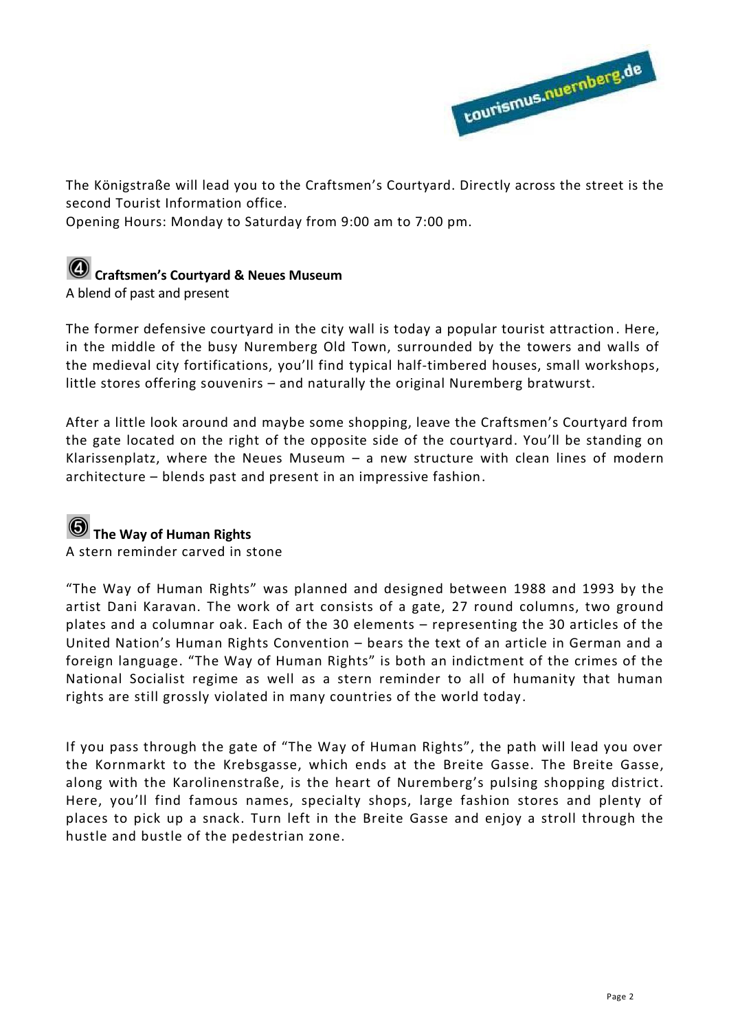The Königstraße will lead you to the Craftsmen's Courtyard. Directly across the street is the second Tourist Information office.
Opening Hours: Monday to Saturday from 9:00 am to 7:00 pm.

## ④ Craftsmen's Courtyard & Neues Museum

A blend of past and present

The former defensive courtyard in the city wall is today a popular tourist attraction. Here, in the middle of the busy Nuremberg Old Town, surrounded by the towers and walls of the medieval city fortifications, you'll find typical half-timbered houses, small workshops, little stores offering souvenirs – and naturally the original Nuremberg bratwurst.

After a little look around and maybe some shopping, leave the Craftsmen's Courtyard from the gate located on the right of the opposite side of the courtyard. You'll be standing on Klarissenplatz, where the Neues Museum – a new structure with clean lines of modern architecture – blends past and present in an impressive fashion.

## ⑤ The Way of Human Rights

A stern reminder carved in stone

"The Way of Human Rights" was planned and designed between 1988 and 1993 by the artist Dani Karavan. The work of art consists of a gate, 27 round columns, two ground plates and a columnar oak. Each of the 30 elements – representing the 30 articles of the United Nation's Human Rights Convention – bears the text of an article in German and a foreign language. "The Way of Human Rights" is both an indictment of the crimes of the National Socialist regime as well as a stern reminder to all of humanity that human rights are still grossly violated in many countries of the world today.

If you pass through the gate of "The Way of Human Rights", the path will lead you over the Kornmarkt to the Krebsgasse, which ends at the Breite Gasse. The Breite Gasse, along with the Karolinenstraße, is the heart of Nuremberg's pulsing shopping district. Here, you'll find famous names, specialty shops, large fashion stores and plenty of places to pick up a snack. Turn left in the Breite Gasse and enjoy a stroll through the hustle and bustle of the pedestrian zone.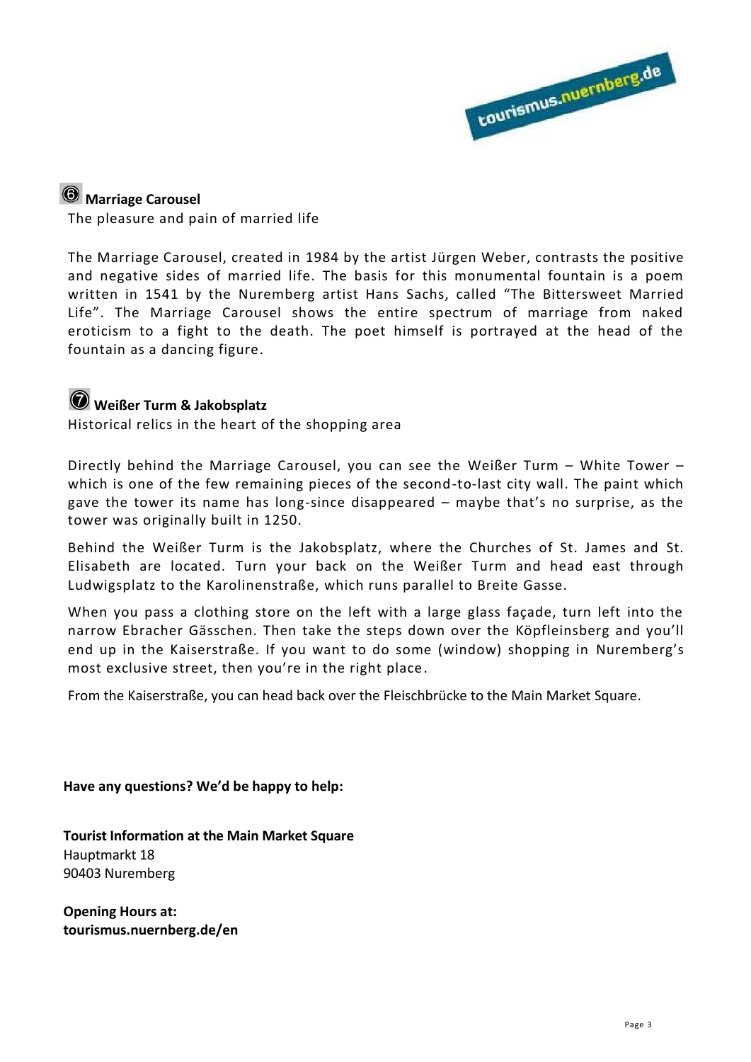## ⑥ Marriage Carousel

The pleasure and pain of married life

The Marriage Carousel, created in 1984 by the artist Jürgen Weber, contrasts the positive and negative sides of married life. The basis for this monumental fountain is a poem written in 1541 by the Nuremberg artist Hans Sachs, called "The Bittersweet Married Life". The Marriage Carousel shows the entire spectrum of marriage from naked eroticism to a fight to the death. The poet himself is portrayed at the head of the fountain as a dancing figure.

## ⑦ Weißer Turm & Jakobsplatz

Historical relics in the heart of the shopping area

Directly behind the Marriage Carousel, you can see the Weißer Turm – White Tower – which is one of the few remaining pieces of the second-to-last city wall. The paint which gave the tower its name has long-since disappeared – maybe that's no surprise, as the tower was originally built in 1250.

Behind the Weißer Turm is the Jakobsplatz, where the Churches of St. James and St. Elisabeth are located. Turn your back on the Weißer Turm and head east through Ludwigsplatz to the Karolinenstraße, which runs parallel to Breite Gasse.

When you pass a clothing store on the left with a large glass façade, turn left into the narrow Ebracher Gässchen. Then take the steps down over the Köpfleinsberg and you'll end up in the Kaiserstraße. If you want to do some (window) shopping in Nuremberg's most exclusive street, then you're in the right place.

From the Kaiserstraße, you can head back over the Fleischbrücke to the Main Market Square.

**Have any questions? We'd be happy to help:**

**Tourist Information at the Main Market Square**
Hauptmarkt 18
90403 Nuremberg

**Opening Hours at:**
**tourismus.nuernberg.de/en**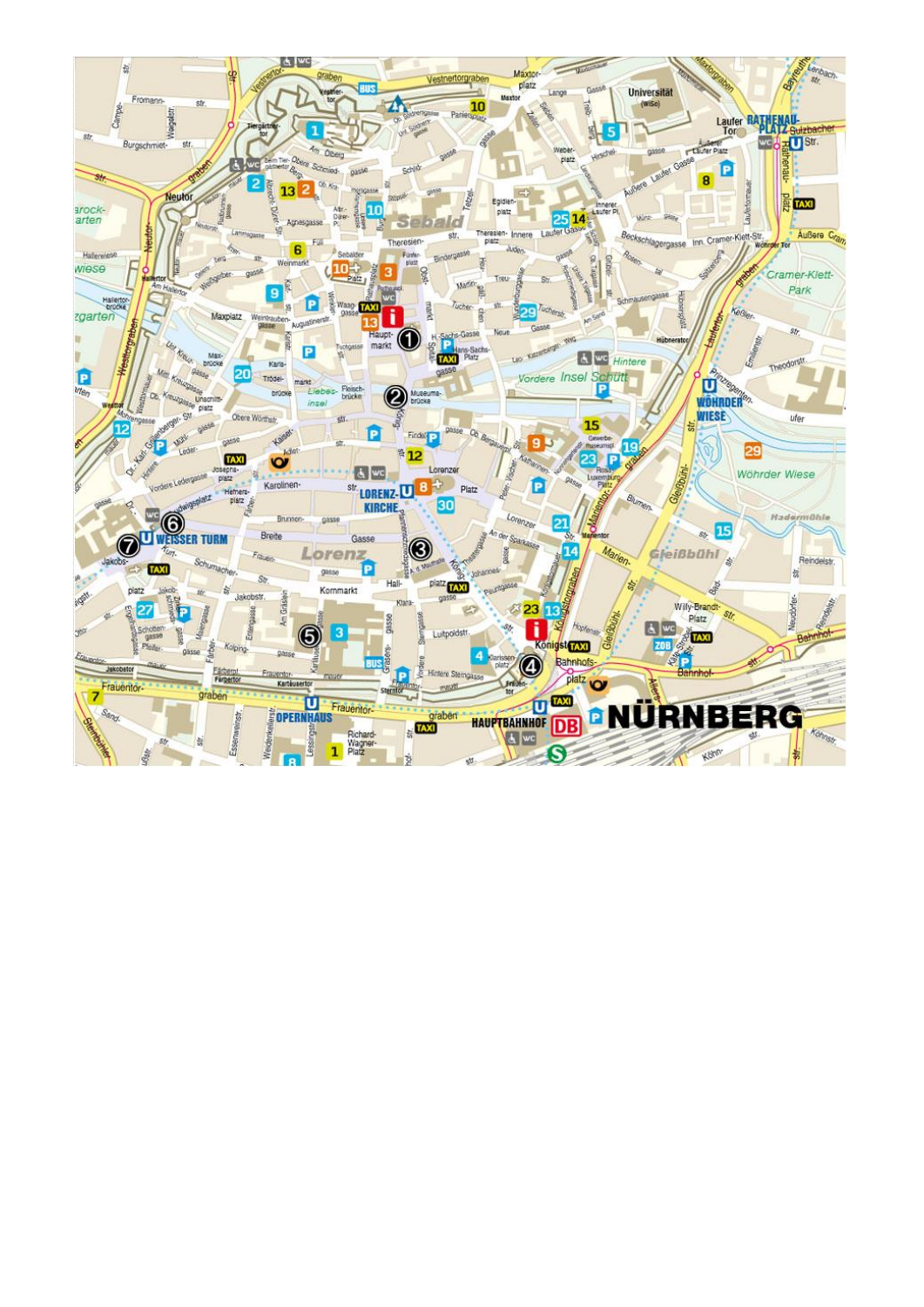NÜRNBERG